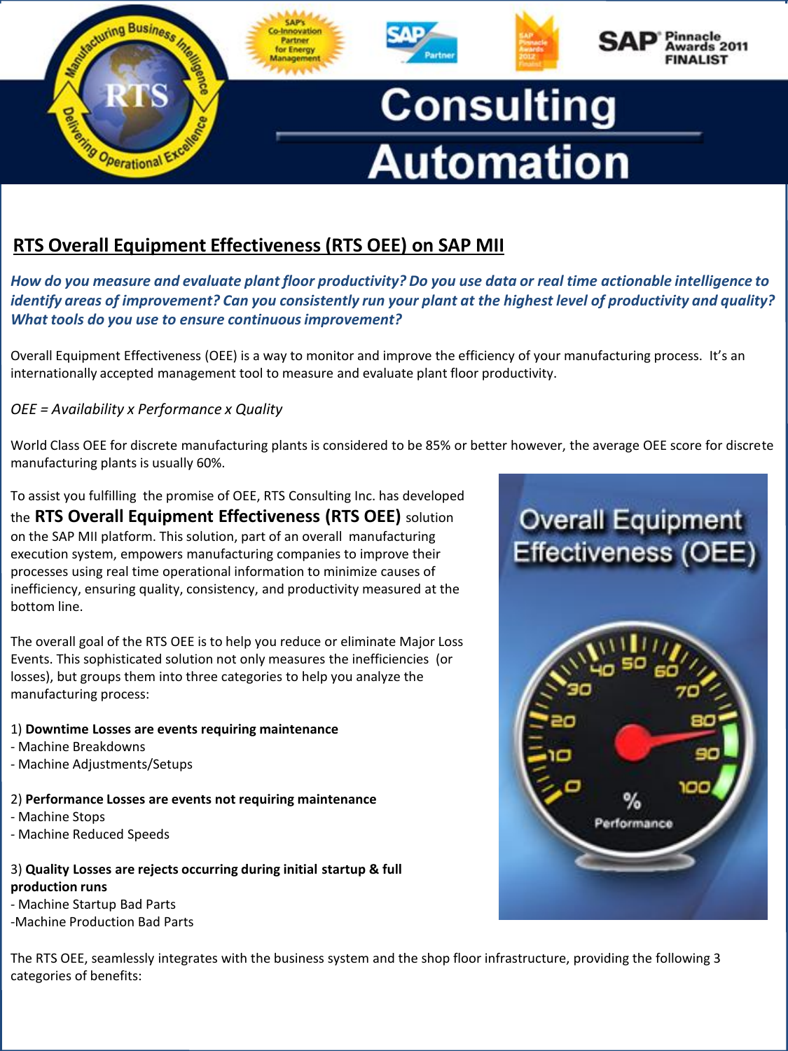## RTS Overall Equipment Effectiveness (RTS OEE) on SAP MII

***How do you measure and evaluate plant floor productivity? Do you use data or real time actionable intelligence to identify areas of improvement? Can you consistently run your plant at the highest level of productivity and quality? What tools do you use to ensure continuous improvement?***

Overall Equipment Effectiveness (OEE) is a way to monitor and improve the efficiency of your manufacturing process. It's an internationally accepted management tool to measure and evaluate plant floor productivity.

*OEE = Availability x Performance x Quality*

World Class OEE for discrete manufacturing plants is considered to be 85% or better however, the average OEE score for discrete manufacturing plants is usually 60%.

To assist you fulfilling the promise of OEE, RTS Consulting Inc. has developed the **RTS Overall Equipment Effectiveness (RTS OEE)** solution on the SAP MII platform. This solution, part of an overall manufacturing execution system, empowers manufacturing companies to improve their processes using real time operational information to minimize causes of inefficiency, ensuring quality, consistency, and productivity measured at the bottom line.

The overall goal of the RTS OEE is to help you reduce or eliminate Major Loss Events. This sophisticated solution not only measures the inefficiencies (or losses), but groups them into three categories to help you analyze the manufacturing process:

1) **Downtime Losses are events requiring maintenance**
- Machine Breakdowns
- Machine Adjustments/Setups

2) **Performance Losses are events not requiring maintenance**
- Machine Stops
- Machine Reduced Speeds

3) **Quality Losses are rejects occurring during initial startup & full production runs**
- Machine Startup Bad Parts
- Machine Production Bad Parts

The RTS OEE, seamlessly integrates with the business system and the shop floor infrastructure, providing the following 3 categories of benefits: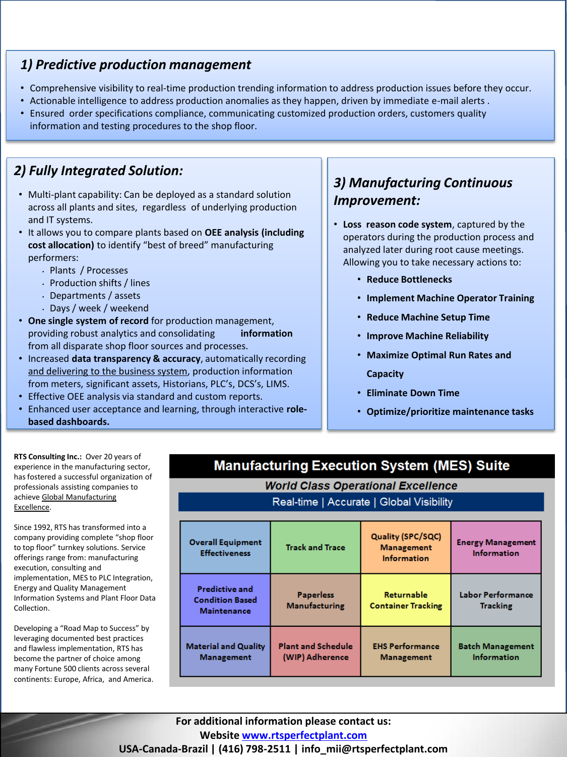## *1) Predictive production management*

- Comprehensive visibility to real-time production trending information to address production issues before they occur.
- Actionable intelligence to address production anomalies as they happen, driven by immediate e-mail alerts .
- Ensured order specifications compliance, communicating customized production orders, customers quality information and testing procedures to the shop floor.

## *2) Fully Integrated Solution:*

- Multi-plant capability: Can be deployed as a standard solution across all plants and sites, regardless of underlying production and IT systems.
- It allows you to compare plants based on **OEE analysis (including cost allocation)** to identify "best of breed" manufacturing performers:
  - Plants / Processes
  - Production shifts / lines
  - Departments / assets
  - Days / week / weekend
- **One single system of record** for production management, providing robust analytics and consolidating **information** from all disparate shop floor sources and processes.
- Increased **data transparency & accuracy**, automatically recording <u>and delivering to the business system</u>, production information from meters, significant assets, Historians, PLC's, DCS's, LIMS.
- Effective OEE analysis via standard and custom reports.
- Enhanced user acceptance and learning, through interactive **role-based dashboards.**

## *3) Manufacturing Continuous Improvement:*

- **Loss reason code system**, captured by the operators during the production process and analyzed later during root cause meetings. Allowing you to take necessary actions to:
  - **Reduce Bottlenecks**
  - **Implement Machine Operator Training**
  - **Reduce Machine Setup Time**
  - **Improve Machine Reliability**
  - **Maximize Optimal Run Rates and Capacity**
  - **Eliminate Down Time**
  - **Optimize/prioritize maintenance tasks**

**RTS Consulting Inc.:** Over 20 years of experience in the manufacturing sector, has fostered a successful organization of professionals assisting companies to achieve <u>Global Manufacturing Excellence</u>.

Since 1992, RTS has transformed into a company providing complete "shop floor to top floor" turnkey solutions. Service offerings range from: manufacturing execution, consulting and implementation, MES to PLC Integration, Energy and Quality Management Information Systems and Plant Floor Data Collection.

Developing a "Road Map to Success" by leveraging documented best practices and flawless implementation, RTS has become the partner of choice among many Fortune 500 clients across several continents: Europe, Africa, and America.

## Manufacturing Execution System (MES) Suite

*World Class Operational Excellence*

Real-time | Accurate | Global Visibility

| | | | |
|---|---|---|---|
| Overall Equipment Effectiveness | Track and Trace | Quality (SPC/SQC) Management Information | Energy Management Information |
| Predictive and Condition Based Maintenance | Paperless Manufacturing | Returnable Container Tracking | Labor Performance Tracking |
| Material and Quality Management | Plant and Schedule (WIP) Adherence | EHS Performance Management | Batch Management Information |

**For additional information please contact us:**
**Website [www.rtsperfectplant.com](http://www.rtsperfectplant.com)**
**USA-Canada-Brazil | (416) 798-2511 | info_mii@rtsperfectplant.com**